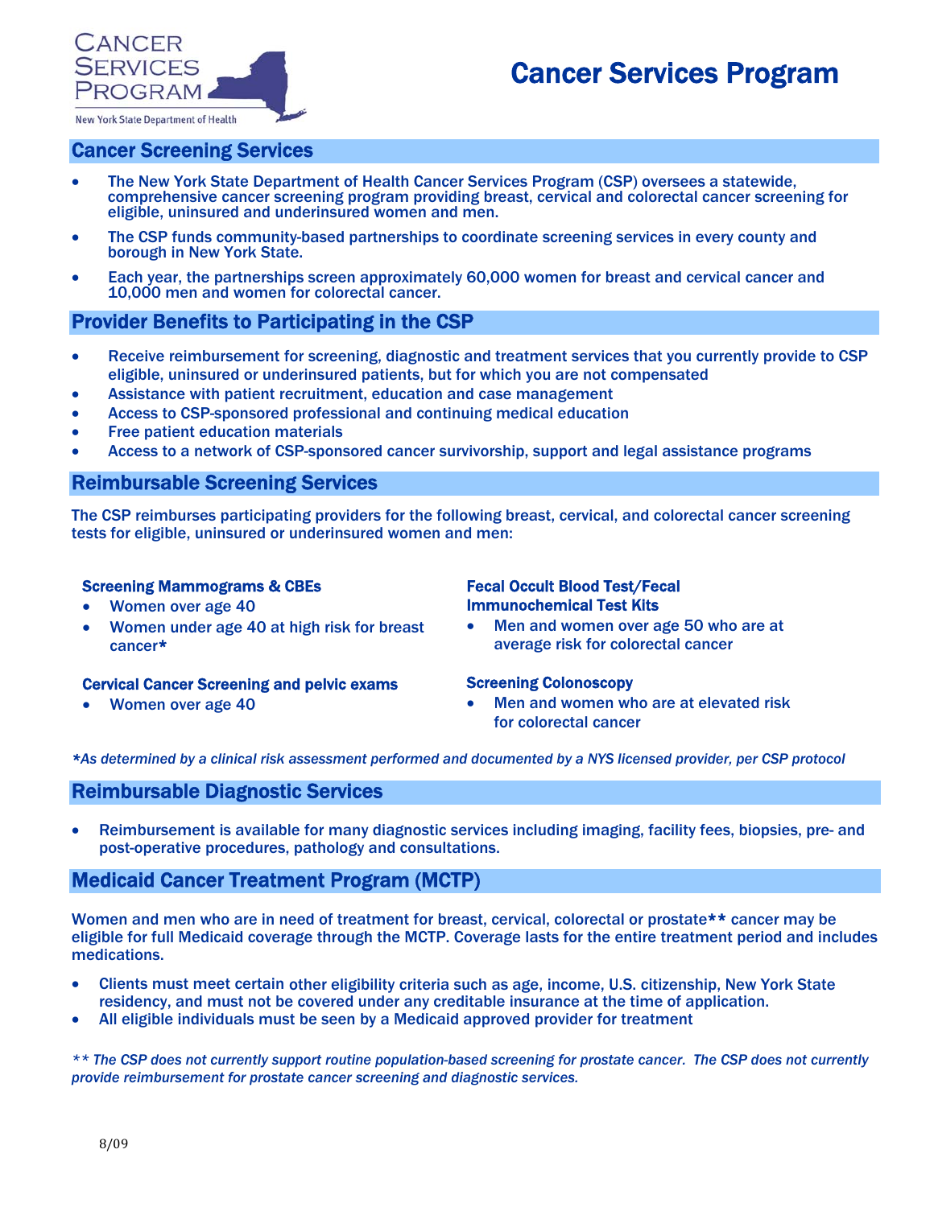Cancer Services Program

New York State Department of Health

# Cancer Services Program

## Cancer Screening Services

- The New York State Department of Health Cancer Services Program (CSP) oversees a statewide, comprehensive cancer screening program providing breast, cervical and colorectal cancer screening for eligible, uninsured and underinsured women and men.
- The CSP funds community-based partnerships to coordinate screening services in every county and borough in New York State.
- Each year, the partnerships screen approximately 60,000 women for breast and cervical cancer and 10,000 men and women for colorectal cancer.

## Provider Benefits to Participating in the CSP

- Receive reimbursement for screening, diagnostic and treatment services that you currently provide to CSP eligible, uninsured or underinsured patients, but for which you are not compensated
- Assistance with patient recruitment, education and case management
- Access to CSP-sponsored professional and continuing medical education
- Free patient education materials
- Access to a network of CSP-sponsored cancer survivorship, support and legal assistance programs

## Reimbursable Screening Services

The CSP reimburses participating providers for the following breast, cervical, and colorectal cancer screening tests for eligible, uninsured or underinsured women and men:

### Screening Mammograms & CBEs

- Women over age 40
- Women under age 40 at high risk for breast cancer*

### Cervical Cancer Screening and pelvic exams

- Women over age 40

### Fecal Occult Blood Test/Fecal Immunochemical Test Kits

- Men and women over age 50 who are at average risk for colorectal cancer

### Screening Colonoscopy

- Men and women who are at elevated risk for colorectal cancer

*\*As determined by a clinical risk assessment performed and documented by a NYS licensed provider, per CSP protocol*

## Reimbursable Diagnostic Services

- Reimbursement is available for many diagnostic services including imaging, facility fees, biopsies, pre- and post-operative procedures, pathology and consultations.

## Medicaid Cancer Treatment Program (MCTP)

Women and men who are in need of treatment for breast, cervical, colorectal or prostate** cancer may be eligible for full Medicaid coverage through the MCTP. Coverage lasts for the entire treatment period and includes medications.

- Clients must meet certain other eligibility criteria such as age, income, U.S. citizenship, New York State residency, and must not be covered under any creditable insurance at the time of application.
- All eligible individuals must be seen by a Medicaid approved provider for treatment

*\*\* The CSP does not currently support routine population-based screening for prostate cancer. The CSP does not currently provide reimbursement for prostate cancer screening and diagnostic services.*

8/09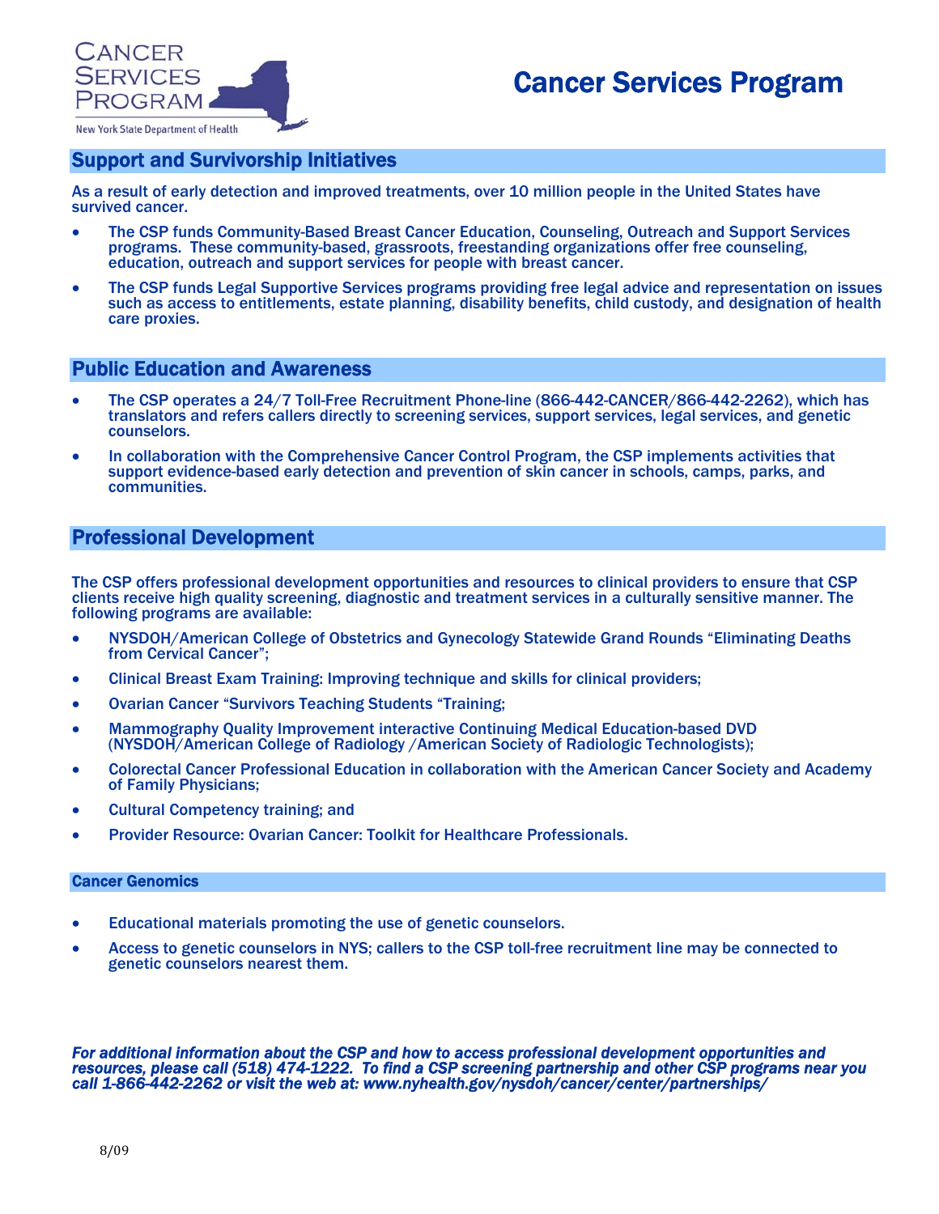# Cancer Services Program

## Support and Survivorship Initiatives

As a result of early detection and improved treatments, over 10 million people in the United States have survived cancer.

- The CSP funds Community-Based Breast Cancer Education, Counseling, Outreach and Support Services programs. These community-based, grassroots, freestanding organizations offer free counseling, education, outreach and support services for people with breast cancer.
- The CSP funds Legal Supportive Services programs providing free legal advice and representation on issues such as access to entitlements, estate planning, disability benefits, child custody, and designation of health care proxies.

## Public Education and Awareness

- The CSP operates a 24/7 Toll-Free Recruitment Phone-line (866-442-CANCER/866-442-2262), which has translators and refers callers directly to screening services, support services, legal services, and genetic counselors.
- In collaboration with the Comprehensive Cancer Control Program, the CSP implements activities that support evidence-based early detection and prevention of skin cancer in schools, camps, parks, and communities.

## Professional Development

The CSP offers professional development opportunities and resources to clinical providers to ensure that CSP clients receive high quality screening, diagnostic and treatment services in a culturally sensitive manner. The following programs are available:

- NYSDOH/American College of Obstetrics and Gynecology Statewide Grand Rounds "Eliminating Deaths from Cervical Cancer";
- Clinical Breast Exam Training: Improving technique and skills for clinical providers;
- Ovarian Cancer "Survivors Teaching Students "Training;
- Mammography Quality Improvement interactive Continuing Medical Education-based DVD (NYSDOH/American College of Radiology /American Society of Radiologic Technologists);
- Colorectal Cancer Professional Education in collaboration with the American Cancer Society and Academy of Family Physicians;
- Cultural Competency training; and
- Provider Resource: Ovarian Cancer: Toolkit for Healthcare Professionals.

### Cancer Genomics

- Educational materials promoting the use of genetic counselors.
- Access to genetic counselors in NYS; callers to the CSP toll-free recruitment line may be connected to genetic counselors nearest them.

***For additional information about the CSP and how to access professional development opportunities and resources, please call (518) 474-1222. To find a CSP screening partnership and other CSP programs near you call 1-866-442-2262 or visit the web at: www.nyhealth.gov/nysdoh/cancer/center/partnerships/***

8/09